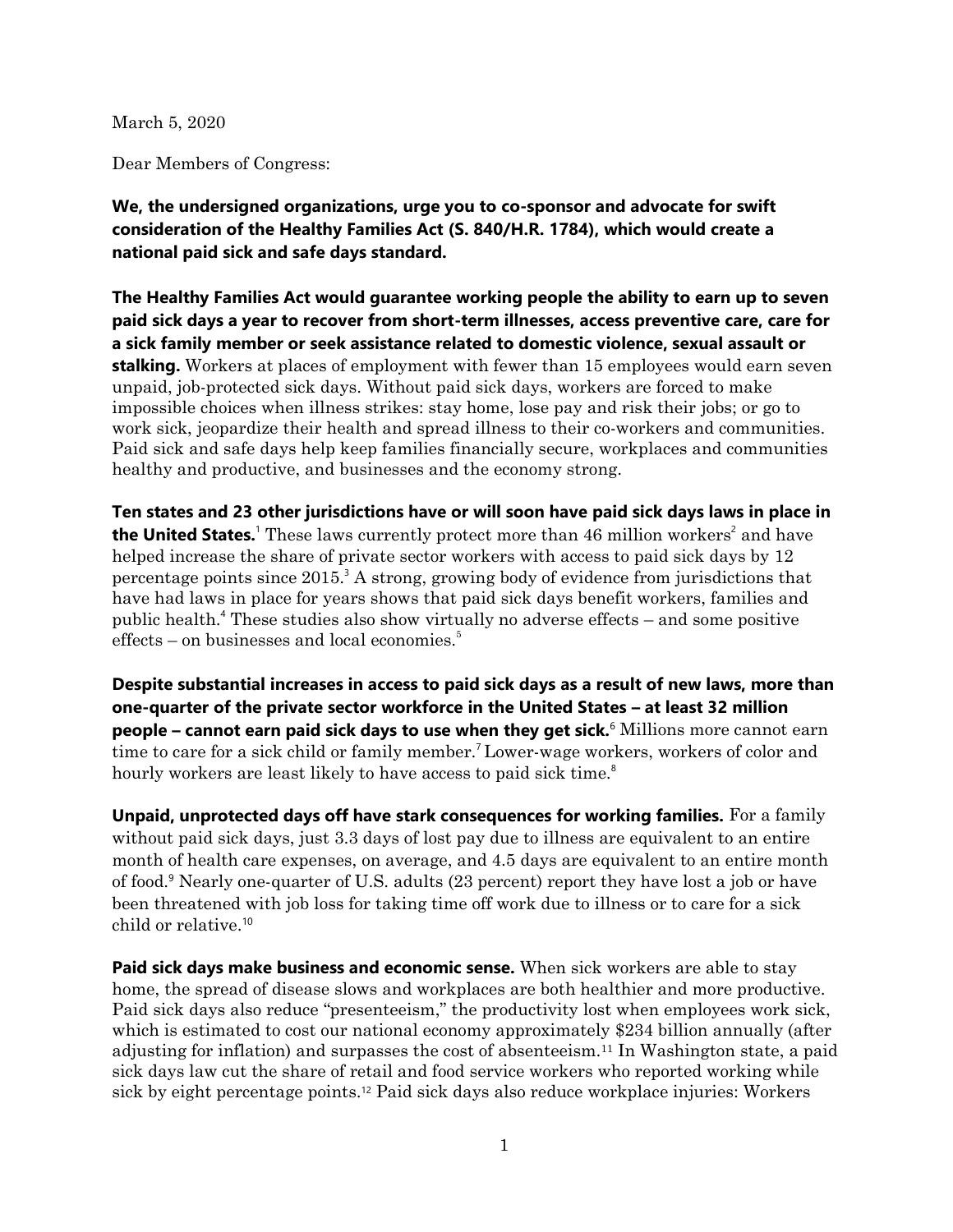March 5, 2020

Dear Members of Congress:

**We, the undersigned organizations, urge you to co-sponsor and advocate for swift consideration of the Healthy Families Act (S. 840/H.R. 1784), which would create a national paid sick and safe days standard.**

**The Healthy Families Act would guarantee working people the ability to earn up to seven paid sick days a year to recover from short-term illnesses, access preventive care, care for a sick family member or seek assistance related to domestic violence, sexual assault or stalking.** Workers at places of employment with fewer than 15 employees would earn seven unpaid, job-protected sick days. Without paid sick days, workers are forced to make impossible choices when illness strikes: stay home, lose pay and risk their jobs; or go to work sick, jeopardize their health and spread illness to their co-workers and communities. Paid sick and safe days help keep families financially secure, workplaces and communities healthy and productive, and businesses and the economy strong.

**Ten states and 23 other jurisdictions have or will soon have paid sick days laws in place in the United States.**[1] These laws currently protect more than 46 million workers[2] and have helped increase the share of private sector workers with access to paid sick days by 12 percentage points since 2015.[3] A strong, growing body of evidence from jurisdictions that have had laws in place for years shows that paid sick days benefit workers, families and public health.[4] These studies also show virtually no adverse effects – and some positive effects – on businesses and local economies.[5]

**Despite substantial increases in access to paid sick days as a result of new laws, more than one-quarter of the private sector workforce in the United States – at least 32 million people – cannot earn paid sick days to use when they get sick.**[6] Millions more cannot earn time to care for a sick child or family member.[7] Lower-wage workers, workers of color and hourly workers are least likely to have access to paid sick time.[8]

**Unpaid, unprotected days off have stark consequences for working families.** For a family without paid sick days, just 3.3 days of lost pay due to illness are equivalent to an entire month of health care expenses, on average, and 4.5 days are equivalent to an entire month of food.[9] Nearly one-quarter of U.S. adults (23 percent) report they have lost a job or have been threatened with job loss for taking time off work due to illness or to care for a sick child or relative.[10]

**Paid sick days make business and economic sense.** When sick workers are able to stay home, the spread of disease slows and workplaces are both healthier and more productive. Paid sick days also reduce "presenteeism," the productivity lost when employees work sick, which is estimated to cost our national economy approximately $234 billion annually (after adjusting for inflation) and surpasses the cost of absenteeism.[11] In Washington state, a paid sick days law cut the share of retail and food service workers who reported working while sick by eight percentage points.[12] Paid sick days also reduce workplace injuries: Workers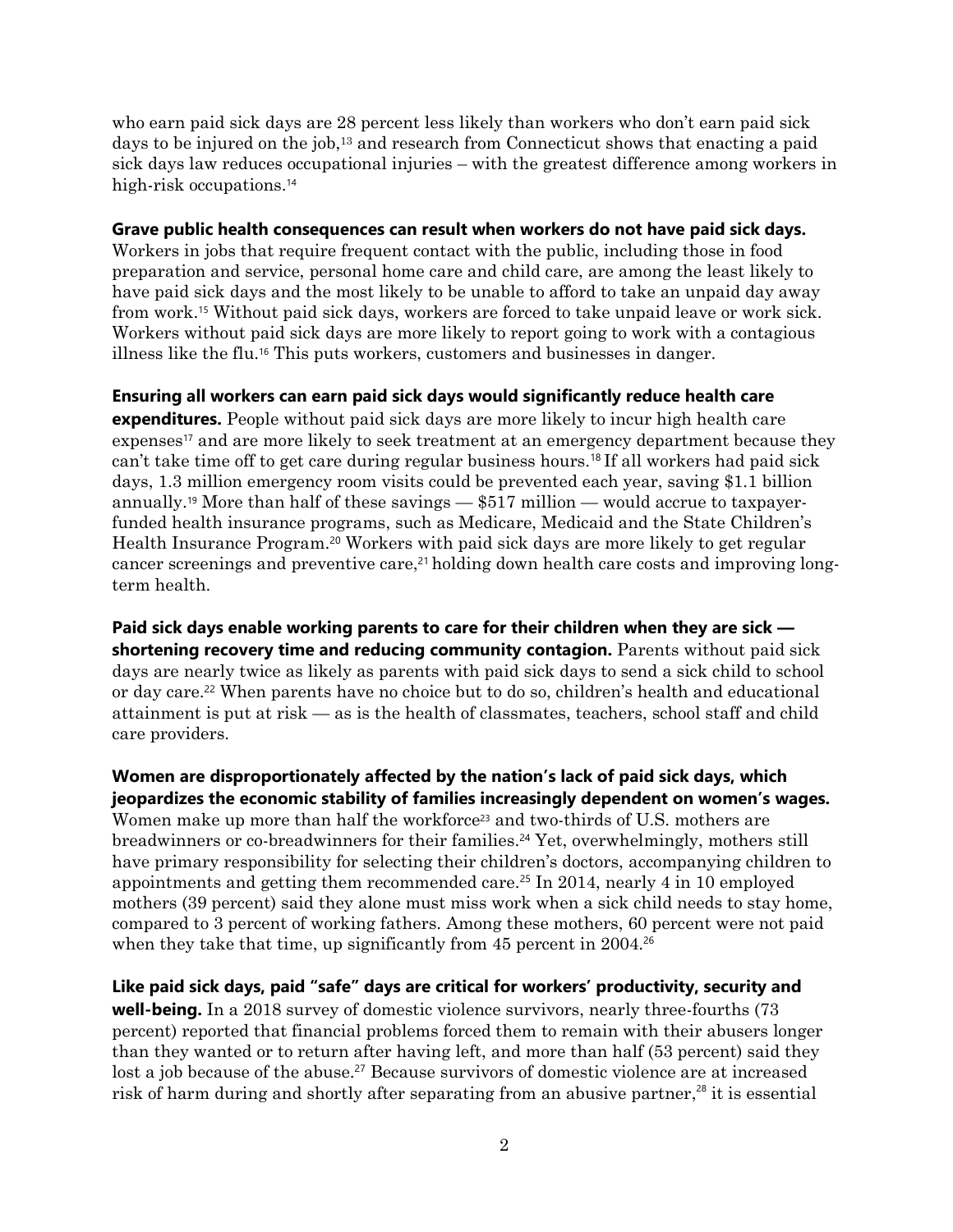who earn paid sick days are 28 percent less likely than workers who don't earn paid sick days to be injured on the job,[13] and research from Connecticut shows that enacting a paid sick days law reduces occupational injuries – with the greatest difference among workers in high-risk occupations.[14]

**Grave public health consequences can result when workers do not have paid sick days.** Workers in jobs that require frequent contact with the public, including those in food preparation and service, personal home care and child care, are among the least likely to have paid sick days and the most likely to be unable to afford to take an unpaid day away from work.[15] Without paid sick days, workers are forced to take unpaid leave or work sick. Workers without paid sick days are more likely to report going to work with a contagious illness like the flu.[16] This puts workers, customers and businesses in danger.

**Ensuring all workers can earn paid sick days would significantly reduce health care expenditures.** People without paid sick days are more likely to incur high health care expenses[17] and are more likely to seek treatment at an emergency department because they can't take time off to get care during regular business hours.[18] If all workers had paid sick days, 1.3 million emergency room visits could be prevented each year, saving $1.1 billion annually.[19] More than half of these savings — $517 million — would accrue to taxpayer-funded health insurance programs, such as Medicare, Medicaid and the State Children's Health Insurance Program.[20] Workers with paid sick days are more likely to get regular cancer screenings and preventive care,[21] holding down health care costs and improving long-term health.

**Paid sick days enable working parents to care for their children when they are sick — shortening recovery time and reducing community contagion.** Parents without paid sick days are nearly twice as likely as parents with paid sick days to send a sick child to school or day care.[22] When parents have no choice but to do so, children's health and educational attainment is put at risk — as is the health of classmates, teachers, school staff and child care providers.

**Women are disproportionately affected by the nation's lack of paid sick days, which jeopardizes the economic stability of families increasingly dependent on women's wages.** Women make up more than half the workforce[23] and two-thirds of U.S. mothers are breadwinners or co-breadwinners for their families.[24] Yet, overwhelmingly, mothers still have primary responsibility for selecting their children's doctors, accompanying children to appointments and getting them recommended care.[25] In 2014, nearly 4 in 10 employed mothers (39 percent) said they alone must miss work when a sick child needs to stay home, compared to 3 percent of working fathers. Among these mothers, 60 percent were not paid when they take that time, up significantly from 45 percent in 2004.[26]

**Like paid sick days, paid "safe" days are critical for workers' productivity, security and well-being.** In a 2018 survey of domestic violence survivors, nearly three-fourths (73 percent) reported that financial problems forced them to remain with their abusers longer than they wanted or to return after having left, and more than half (53 percent) said they lost a job because of the abuse.[27] Because survivors of domestic violence are at increased risk of harm during and shortly after separating from an abusive partner,[28] it is essential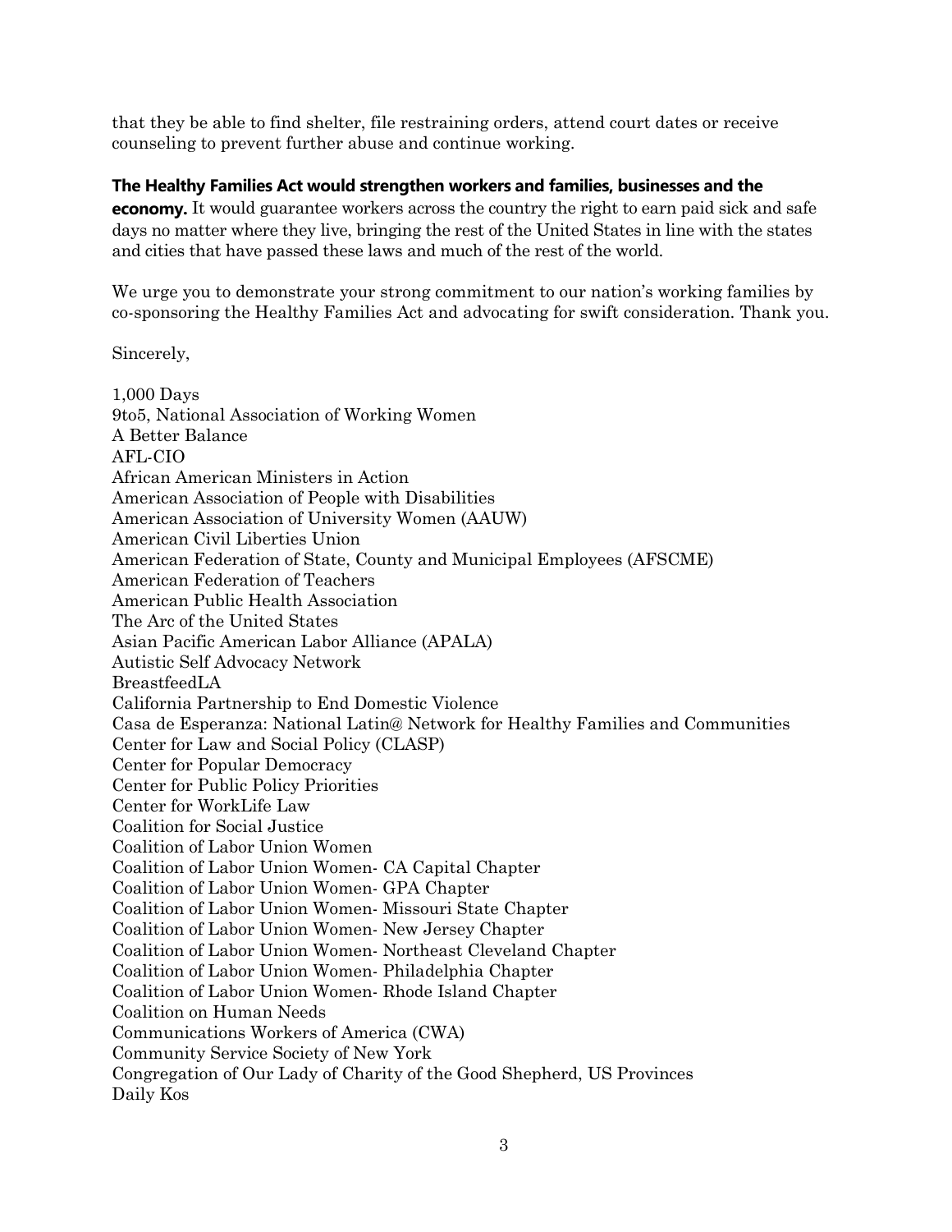that they be able to find shelter, file restraining orders, attend court dates or receive counseling to prevent further abuse and continue working.

**The Healthy Families Act would strengthen workers and families, businesses and the economy.** It would guarantee workers across the country the right to earn paid sick and safe days no matter where they live, bringing the rest of the United States in line with the states and cities that have passed these laws and much of the rest of the world.

We urge you to demonstrate your strong commitment to our nation's working families by co-sponsoring the Healthy Families Act and advocating for swift consideration. Thank you.

Sincerely,

1,000 Days
9to5, National Association of Working Women
A Better Balance
AFL-CIO
African American Ministers in Action
American Association of People with Disabilities
American Association of University Women (AAUW)
American Civil Liberties Union
American Federation of State, County and Municipal Employees (AFSCME)
American Federation of Teachers
American Public Health Association
The Arc of the United States
Asian Pacific American Labor Alliance (APALA)
Autistic Self Advocacy Network
BreastfeedLA
California Partnership to End Domestic Violence
Casa de Esperanza: National Latin@ Network for Healthy Families and Communities
Center for Law and Social Policy (CLASP)
Center for Popular Democracy
Center for Public Policy Priorities
Center for WorkLife Law
Coalition for Social Justice
Coalition of Labor Union Women
Coalition of Labor Union Women- CA Capital Chapter
Coalition of Labor Union Women- GPA Chapter
Coalition of Labor Union Women- Missouri State Chapter
Coalition of Labor Union Women- New Jersey Chapter
Coalition of Labor Union Women- Northeast Cleveland Chapter
Coalition of Labor Union Women- Philadelphia Chapter
Coalition of Labor Union Women- Rhode Island Chapter
Coalition on Human Needs
Communications Workers of America (CWA)
Community Service Society of New York
Congregation of Our Lady of Charity of the Good Shepherd, US Provinces
Daily Kos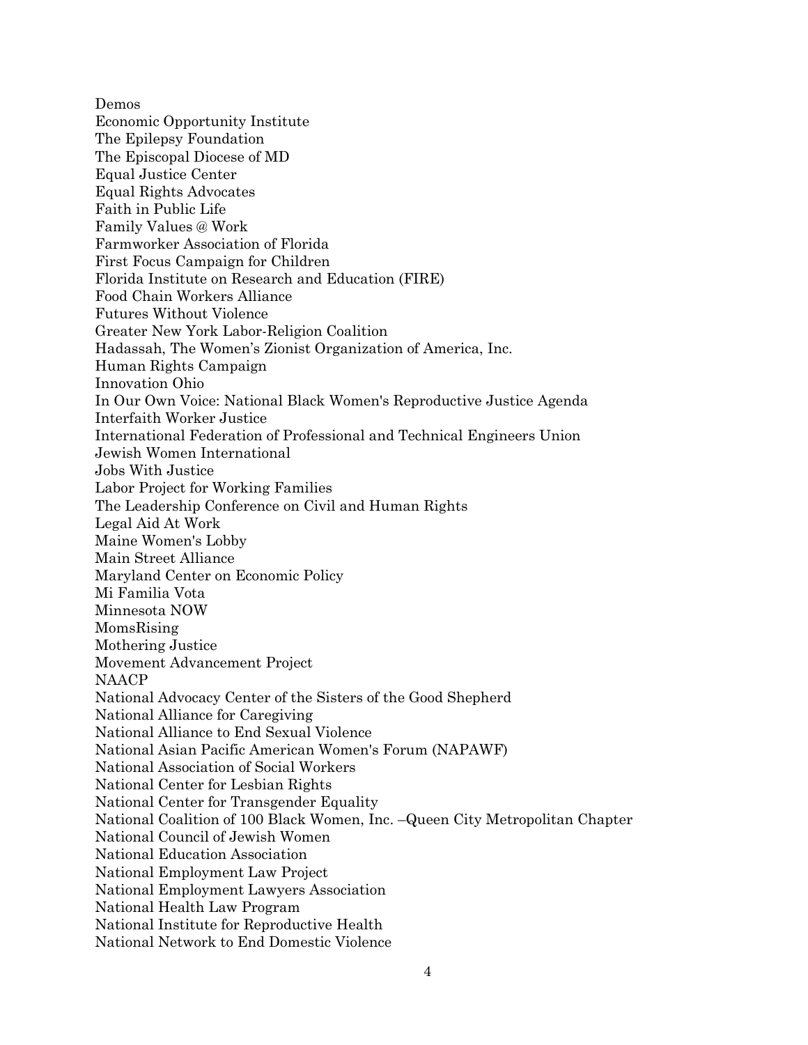Demos
Economic Opportunity Institute
The Epilepsy Foundation
The Episcopal Diocese of MD
Equal Justice Center
Equal Rights Advocates
Faith in Public Life
Family Values @ Work
Farmworker Association of Florida
First Focus Campaign for Children
Florida Institute on Research and Education (FIRE)
Food Chain Workers Alliance
Futures Without Violence
Greater New York Labor-Religion Coalition
Hadassah, The Women's Zionist Organization of America, Inc.
Human Rights Campaign
Innovation Ohio
In Our Own Voice: National Black Women's Reproductive Justice Agenda
Interfaith Worker Justice
International Federation of Professional and Technical Engineers Union
Jewish Women International
Jobs With Justice
Labor Project for Working Families
The Leadership Conference on Civil and Human Rights
Legal Aid At Work
Maine Women's Lobby
Main Street Alliance
Maryland Center on Economic Policy
Mi Familia Vota
Minnesota NOW
MomsRising
Mothering Justice
Movement Advancement Project
NAACP
National Advocacy Center of the Sisters of the Good Shepherd
National Alliance for Caregiving
National Alliance to End Sexual Violence
National Asian Pacific American Women's Forum (NAPAWF)
National Association of Social Workers
National Center for Lesbian Rights
National Center for Transgender Equality
National Coalition of 100 Black Women, Inc. –Queen City Metropolitan Chapter
National Council of Jewish Women
National Education Association
National Employment Law Project
National Employment Lawyers Association
National Health Law Program
National Institute for Reproductive Health
National Network to End Domestic Violence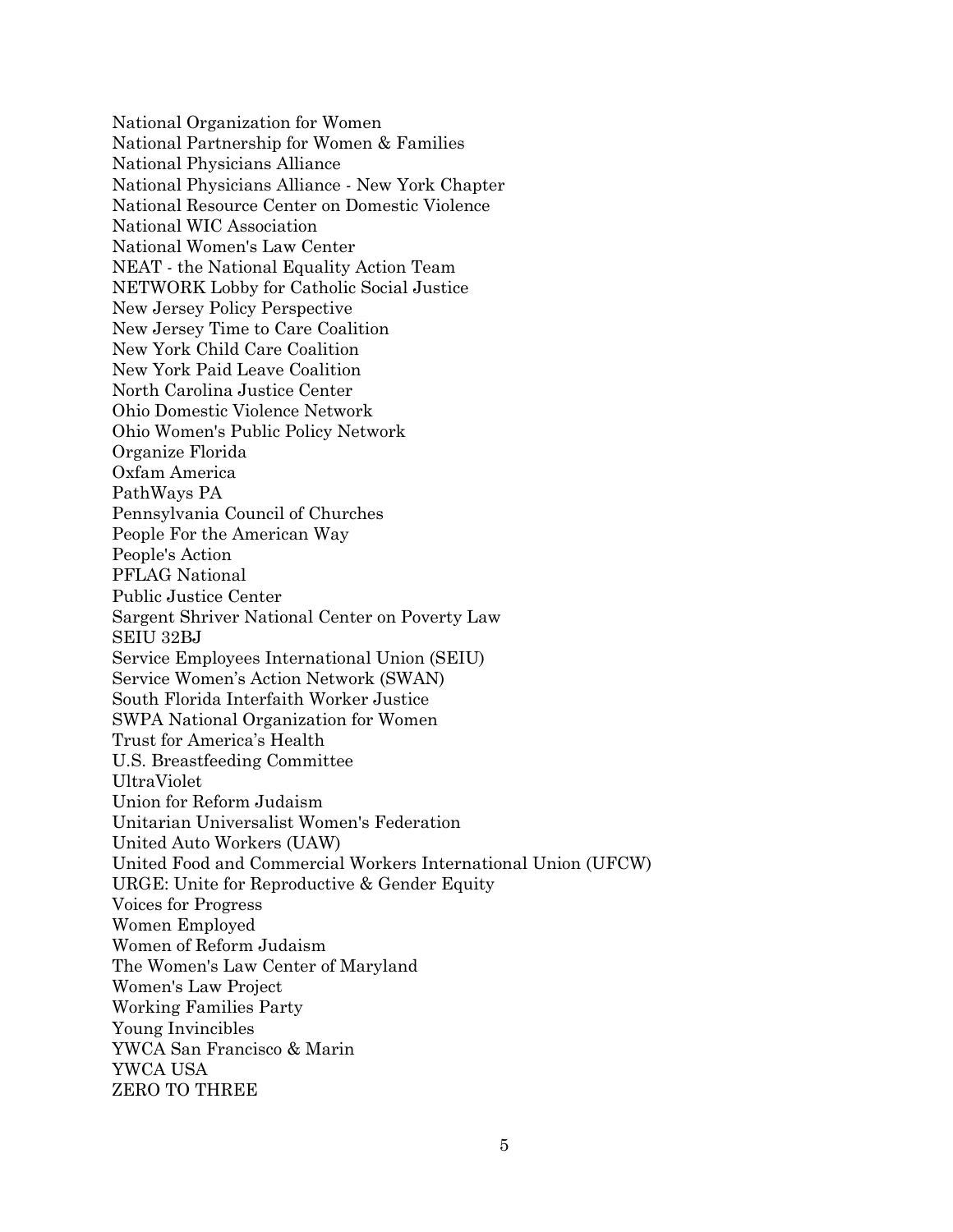National Organization for Women
National Partnership for Women & Families
National Physicians Alliance
National Physicians Alliance - New York Chapter
National Resource Center on Domestic Violence
National WIC Association
National Women's Law Center
NEAT - the National Equality Action Team
NETWORK Lobby for Catholic Social Justice
New Jersey Policy Perspective
New Jersey Time to Care Coalition
New York Child Care Coalition
New York Paid Leave Coalition
North Carolina Justice Center
Ohio Domestic Violence Network
Ohio Women's Public Policy Network
Organize Florida
Oxfam America
PathWays PA
Pennsylvania Council of Churches
People For the American Way
People's Action
PFLAG National
Public Justice Center
Sargent Shriver National Center on Poverty Law
SEIU 32BJ
Service Employees International Union (SEIU)
Service Women's Action Network (SWAN)
South Florida Interfaith Worker Justice
SWPA National Organization for Women
Trust for America's Health
U.S. Breastfeeding Committee
UltraViolet
Union for Reform Judaism
Unitarian Universalist Women's Federation
United Auto Workers (UAW)
United Food and Commercial Workers International Union (UFCW)
URGE: Unite for Reproductive & Gender Equity
Voices for Progress
Women Employed
Women of Reform Judaism
The Women's Law Center of Maryland
Women's Law Project
Working Families Party
Young Invincibles
YWCA San Francisco & Marin
YWCA USA
ZERO TO THREE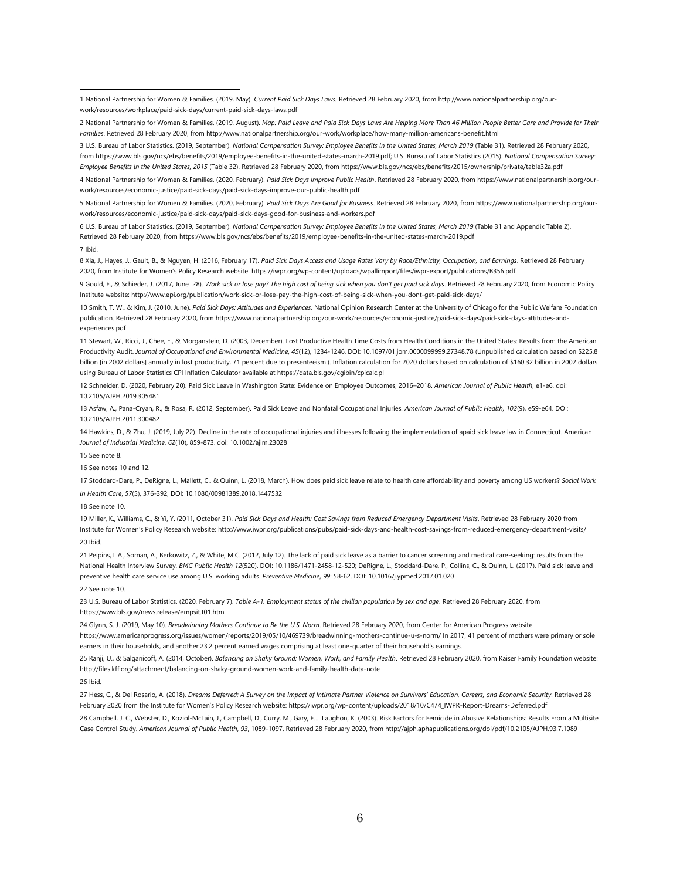1 National Partnership for Women & Families. (2019, May). *Current Paid Sick Days Laws.* Retrieved 28 February 2020, from http://www.nationalpartnership.org/our-work/resources/workplace/paid-sick-days/current-paid-sick-days-laws.pdf

2 National Partnership for Women & Families. (2019, August). *Map: Paid Leave and Paid Sick Days Laws Are Helping More Than 46 Million People Better Care and Provide for Their Families*. Retrieved 28 February 2020, from http://www.nationalpartnership.org/our-work/workplace/how-many-million-americans-benefit.html

3 U.S. Bureau of Labor Statistics. (2019, September). *National Compensation Survey: Employee Benefits in the United States, March 2019* (Table 31). Retrieved 28 February 2020, from https://www.bls.gov/ncs/ebs/benefits/2019/employee-benefits-in-the-united-states-march-2019.pdf; U.S. Bureau of Labor Statistics (2015). *National Compensation Survey: Employee Benefits in the United States, 2015* (Table 32). Retrieved 28 February 2020, from https://www.bls.gov/ncs/ebs/benefits/2015/ownership/private/table32a.pdf

4 National Partnership for Women & Families. (2020, February). *Paid Sick Days Improve Public Health*. Retrieved 28 February 2020, from https://www.nationalpartnership.org/our-work/resources/economic-justice/paid-sick-days/paid-sick-days-improve-our-public-health.pdf

5 National Partnership for Women & Families. (2020, February). *Paid Sick Days Are Good for Business*. Retrieved 28 February 2020, from https://www.nationalpartnership.org/our-work/resources/economic-justice/paid-sick-days/paid-sick-days-good-for-business-and-workers.pdf

6 U.S. Bureau of Labor Statistics. (2019, September). *National Compensation Survey: Employee Benefits in the United States, March 2019* (Table 31 and Appendix Table 2). Retrieved 28 February 2020, from https://www.bls.gov/ncs/ebs/benefits/2019/employee-benefits-in-the-united-states-march-2019.pdf

7 Ibid.

8 Xia, J., Hayes, J., Gault, B., & Nguyen, H. (2016, February 17). *Paid Sick Days Access and Usage Rates Vary by Race/Ethnicity, Occupation, and Earnings*. Retrieved 28 February 2020, from Institute for Women's Policy Research website: https://iwpr.org/wp-content/uploads/wpallimport/files/iwpr-export/publications/B356.pdf

9 Gould, E., & Schieder, J. (2017, June 28). *Work sick or lose pay? The high cost of being sick when you don't get paid sick days*. Retrieved 28 February 2020, from Economic Policy Institute website: http://www.epi.org/publication/work-sick-or-lose-pay-the-high-cost-of-being-sick-when-you-dont-get-paid-sick-days/

10 Smith, T. W., & Kim, J. (2010, June). *Paid Sick Days: Attitudes and Experiences*. National Opinion Research Center at the University of Chicago for the Public Welfare Foundation publication. Retrieved 28 February 2020, from https://www.nationalpartnership.org/our-work/resources/economic-justice/paid-sick-days/paid-sick-days-attitudes-and-experiences.pdf

11 Stewart, W., Ricci, J., Chee, E., & Morganstein, D. (2003, December). Lost Productive Health Time Costs from Health Conditions in the United States: Results from the American Productivity Audit. *Journal of Occupational and Environmental Medicine*, *45*(12), 1234-1246. DOI: 10.1097/01.jom.0000099999.27348.78 (Unpublished calculation based on $225.8 billion [in 2002 dollars] annually in lost productivity, 71 percent due to presenteeism.). Inflation calculation for 2020 dollars based on calculation of $160.32 billion in 2002 dollars using Bureau of Labor Statistics CPI Inflation Calculator available at https://data.bls.gov/cgibin/cpicalc.pl

12 Schneider, D. (2020, February 20). Paid Sick Leave in Washington State: Evidence on Employee Outcomes, 2016–2018. *American Journal of Public Health*, e1-e6. doi: 10.2105/AJPH.2019.305481

13 Asfaw, A., Pana-Cryan, R., & Rosa, R. (2012, September). Paid Sick Leave and Nonfatal Occupational Injuries. *American Journal of Public Health, 102*(9), e59-e64. DOI: 10.2105/AJPH.2011.300482

14 Hawkins, D., & Zhu, J. (2019, July 22). Decline in the rate of occupational injuries and illnesses following the implementation of apaid sick leave law in Connecticut. American *Journal of Industrial Medicine, 62*(10), 859-873. doi: 10.1002/ajim.23028

15 See note 8.

16 See notes 10 and 12.

17 Stoddard-Dare, P., DeRigne, L., Mallett, C., & Quinn, L. (2018, March). How does paid sick leave relate to health care affordability and poverty among US workers? *Social Work in Health Care*, *57*(5), 376-392, DOI: 10.1080/00981389.2018.1447532

18 See note 10.

19 Miller, K., Williams, C., & Yi, Y. (2011, October 31). *Paid Sick Days and Health: Cost Savings from Reduced Emergency Department Visits*. Retrieved 28 February 2020 from Institute for Women's Policy Research website: http://www.iwpr.org/publications/pubs/paid-sick-days-and-health-cost-savings-from-reduced-emergency-department-visits/

20 Ibid.

21 Peipins, L.A., Soman, A., Berkowitz, Z., & White, M.C. (2012, July 12). The lack of paid sick leave as a barrier to cancer screening and medical care-seeking: results from the National Health Interview Survey. *BMC Public Health 12*(520). DOI: 10.1186/1471-2458-12-520; DeRigne, L., Stoddard-Dare, P., Collins, C., & Quinn, L. (2017). Paid sick leave and preventive health care service use among U.S. working adults. *Preventive Medicine*, *99*: 58-62. DOI: 10.1016/j.ypmed.2017.01.020

22 See note 10.

23 U.S. Bureau of Labor Statistics. (2020, February 7). *Table A-1. Employment status of the civilian population by sex and age*. Retrieved 28 February 2020, from https://www.bls.gov/news.release/empsit.t01.htm

24 Glynn, S. J. (2019, May 10). *Breadwinning Mothers Continue to Be the U.S. Norm*. Retrieved 28 February 2020, from Center for American Progress website: https://www.americanprogress.org/issues/women/reports/2019/05/10/469739/breadwinning-mothers-continue-u-s-norm/ In 2017, 41 percent of mothers were primary or sole earners in their households, and another 23.2 percent earned wages comprising at least one-quarter of their household's earnings.

25 Ranji, U., & Salganicoff, A. (2014, October). *Balancing on Shaky Ground: Women, Work, and Family Health*. Retrieved 28 February 2020, from Kaiser Family Foundation website: http://files.kff.org/attachment/balancing-on-shaky-ground-women-work-and-family-health-data-note

26 Ibid.

27 Hess, C., & Del Rosario, A. (2018). *Dreams Deferred: A Survey on the Impact of Intimate Partner Violence on Survivors' Education, Careers, and Economic Security*. Retrieved 28 February 2020 from the Institute for Women's Policy Research website: https://iwpr.org/wp-content/uploads/2018/10/C474_IWPR-Report-Dreams-Deferred.pdf

28 Campbell, J. C., Webster, D., Koziol-McLain, J., Campbell, D., Curry, M., Gary, F.… Laughon, K. (2003). Risk Factors for Femicide in Abusive Relationships: Results From a Multisite Case Control Study. *American Journal of Public Health*, *93*, 1089-1097. Retrieved 28 February 2020, from http://ajph.aphapublications.org/doi/pdf/10.2105/AJPH.93.7.1089